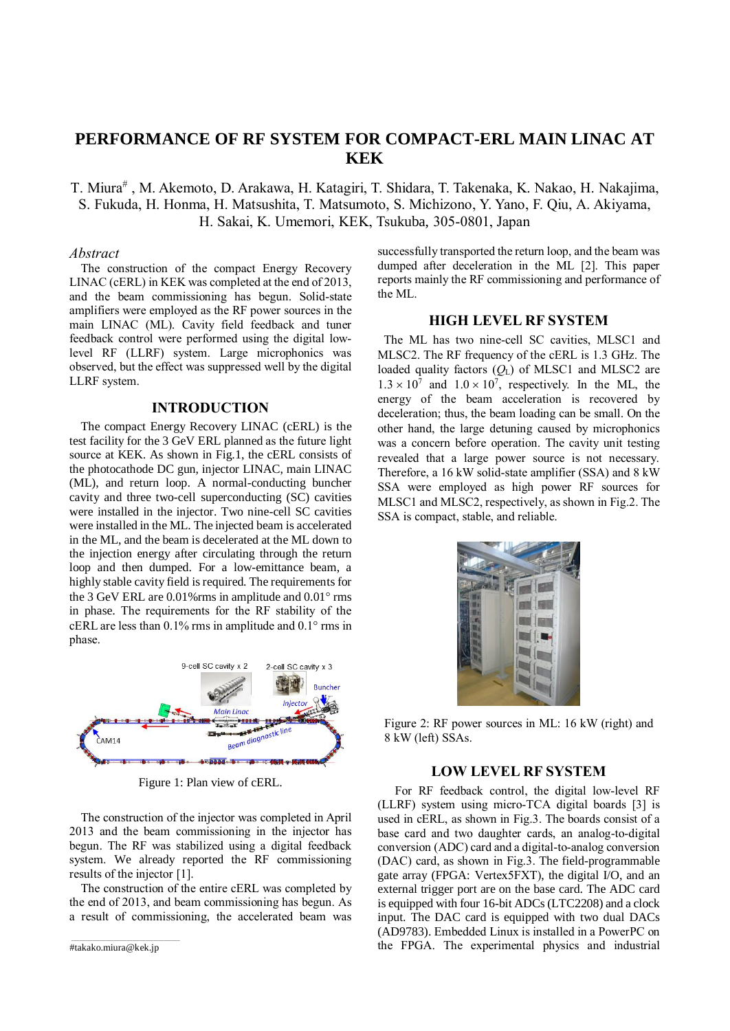# PERFORMANCE OF RF SYSTEM FOR COMPACT-ERL MAIN LINAC AT KEK

T. Miura#, M. Akemoto, D. Arakawa, H. Katagiri, T. Shidara, T. Takenaka, K. Nakao, H. Nakajima, S. Fukuda, H. Honma, H. Matsushita, T. Matsumoto, S. Michizono, Y. Yano, F. Qiu, A. Akiyama, H. Sakai, K. Umemori, KEK, Tsukuba, 305-0801, Japan

*Abstract*

The construction of the compact Energy Recovery LINAC (cERL) in KEK was completed at the end of 2013, and the beam commissioning has begun. Solid-state amplifiers were employed as the RF power sources in the main LINAC (ML). Cavity field feedback and tuner feedback control were performed using the digital low-level RF (LLRF) system. Large microphonics was observed, but the effect was suppressed well by the digital LLRF system.

## INTRODUCTION

The compact Energy Recovery LINAC (cERL) is the test facility for the 3 GeV ERL planned as the future light source at KEK. As shown in Fig.1, the cERL consists of the photocathode DC gun, injector LINAC, main LINAC (ML), and return loop. A normal-conducting buncher cavity and three two-cell superconducting (SC) cavities were installed in the injector. Two nine-cell SC cavities were installed in the ML. The injected beam is accelerated in the ML, and the beam is decelerated at the ML down to the injection energy after circulating through the return loop and then dumped. For a low-emittance beam, a highly stable cavity field is required. The requirements for the 3 GeV ERL are 0.01%rms in amplitude and 0.01° rms in phase. The requirements for the RF stability of the cERL are less than 0.1% rms in amplitude and 0.1° rms in phase.

Figure 1: Plan view of cERL.

The construction of the injector was completed in April 2013 and the beam commissioning in the injector has begun. The RF was stabilized using a digital feedback system. We already reported the RF commissioning results of the injector [1].

The construction of the entire cERL was completed by the end of 2013, and beam commissioning has begun. As a result of commissioning, the accelerated beam was successfully transported the return loop, and the beam was dumped after deceleration in the ML [2]. This paper reports mainly the RF commissioning and performance of the ML.

## HIGH LEVEL RF SYSTEM

The ML has two nine-cell SC cavities, MLSC1 and MLSC2. The RF frequency of the cERL is 1.3 GHz. The loaded quality factors ($Q_L$) of MLSC1 and MLSC2 are $1.3 \times 10^7$ and $1.0 \times 10^7$, respectively. In the ML, the energy of the beam acceleration is recovered by deceleration; thus, the beam loading can be small. On the other hand, the large detuning caused by microphonics was a concern before operation. The cavity unit testing revealed that a large power source is not necessary. Therefore, a 16 kW solid-state amplifier (SSA) and 8 kW SSA were employed as high power RF sources for MLSC1 and MLSC2, respectively, as shown in Fig.2. The SSA is compact, stable, and reliable.

Figure 2: RF power sources in ML: 16 kW (right) and 8 kW (left) SSAs.

## LOW LEVEL RF SYSTEM

For RF feedback control, the digital low-level RF (LLRF) system using micro-TCA digital boards [3] is used in cERL, as shown in Fig.3. The boards consist of a base card and two daughter cards, an analog-to-digital conversion (ADC) card and a digital-to-analog conversion (DAC) card, as shown in Fig.3. The field-programmable gate array (FPGA: Vertex5FXT), the digital I/O, and an external trigger port are on the base card. The ADC card is equipped with four 16-bit ADCs (LTC2208) and a clock input. The DAC card is equipped with two dual DACs (AD9783). Embedded Linux is installed in a PowerPC on the FPGA. The experimental physics and industrial

#takako.miura@kek.jp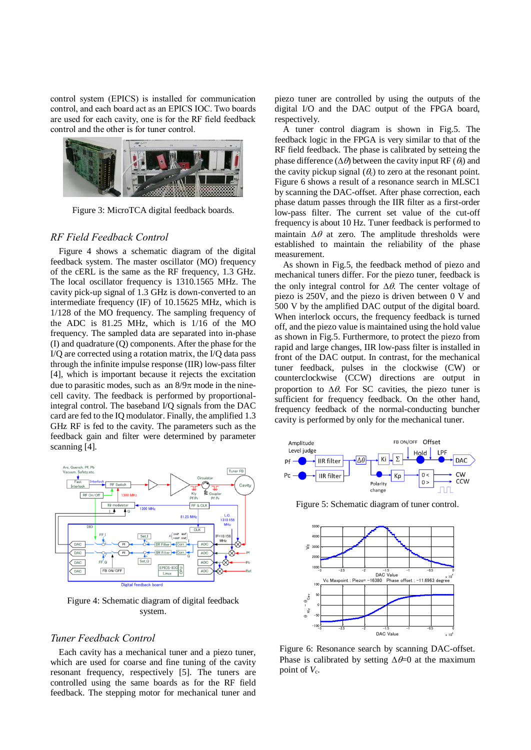control system (EPICS) is installed for communication control, and each board act as an EPICS IOC. Two boards are used for each cavity, one is for the RF field feedback control and the other is for tuner control.

Figure 3: MicroTCA digital feedback boards.

## *RF Field Feedback Control*

Figure 4 shows a schematic diagram of the digital feedback system. The master oscillator (MO) frequency of the cERL is the same as the RF frequency, 1.3 GHz. The local oscillator frequency is 1310.1565 MHz. The cavity pick-up signal of 1.3 GHz is down-converted to an intermediate frequency (IF) of 10.15625 MHz, which is 1/128 of the MO frequency. The sampling frequency of the ADC is 81.25 MHz, which is 1/16 of the MO frequency. The sampled data are separated into in-phase (I) and quadrature (Q) components. After the phase for the I/Q are corrected using a rotation matrix, the I/Q data pass through the infinite impulse response (IIR) low-pass filter [4], which is important because it rejects the excitation due to parasitic modes, such as an $8/9\pi$ mode in the nine-cell cavity. The feedback is performed by proportional-integral control. The baseband I/Q signals from the DAC card are fed to the IQ modulator. Finally, the amplified 1.3 GHz RF is fed to the cavity. The parameters such as the feedback gain and filter were determined by parameter scanning [4].

Figure 4: Schematic diagram of digital feedback system.

## *Tuner Feedback Control*

Each cavity has a mechanical tuner and a piezo tuner, which are used for coarse and fine tuning of the cavity resonant frequency, respectively [5]. The tuners are controlled using the same boards as for the RF field feedback. The stepping motor for mechanical tuner and piezo tuner are controlled by using the outputs of the digital I/O and the DAC output of the FPGA board, respectively.

A tuner control diagram is shown in Fig.5. The feedback logic in the FPGA is very similar to that of the RF field feedback. The phase is calibrated by setteing the phase difference ($\Delta\theta$) between the cavity input RF ($\theta_f$) and the cavity pickup signal ($\theta_c$) to zero at the resonant point. Figure 6 shows a result of a resonance search in MLSC1 by scanning the DAC-offset. After phase correction, each phase datum passes through the IIR filter as a first-order low-pass filter. The current set value of the cut-off frequency is about 10 Hz. Tuner feedback is performed to maintain $\Delta\theta$ at zero. The amplitude thresholds were established to maintain the reliability of the phase measurement.

As shown in Fig.5, the feedback method of piezo and mechanical tuners differ. For the piezo tuner, feedback is the only integral control for $\Delta\theta$. The center voltage of piezo is 250V, and the piezo is driven between 0 V and 500 V by the amplified DAC output of the digital board. When interlock occurs, the frequency feedback is turned off, and the piezo value is maintained using the hold value as shown in Fig.5. Furthermore, to protect the piezo from rapid and large changes, IIR low-pass filter is installed in front of the DAC output. In contrast, for the mechanical tuner feedback, pulses in the clockwise (CW) or counterclockwise (CCW) directions are output in proportion to $\Delta\theta$. For SC cavities, the piezo tuner is sufficient for frequency feedback. On the other hand, frequency feedback of the normal-conducting buncher cavity is performed by only for the mechanical tuner.

Figure 5: Schematic diagram of tuner control.

Figure 6: Resonance search by scanning DAC-offset. Phase is calibrated by setting $\Delta\theta$=0 at the maximum point of $V_c$.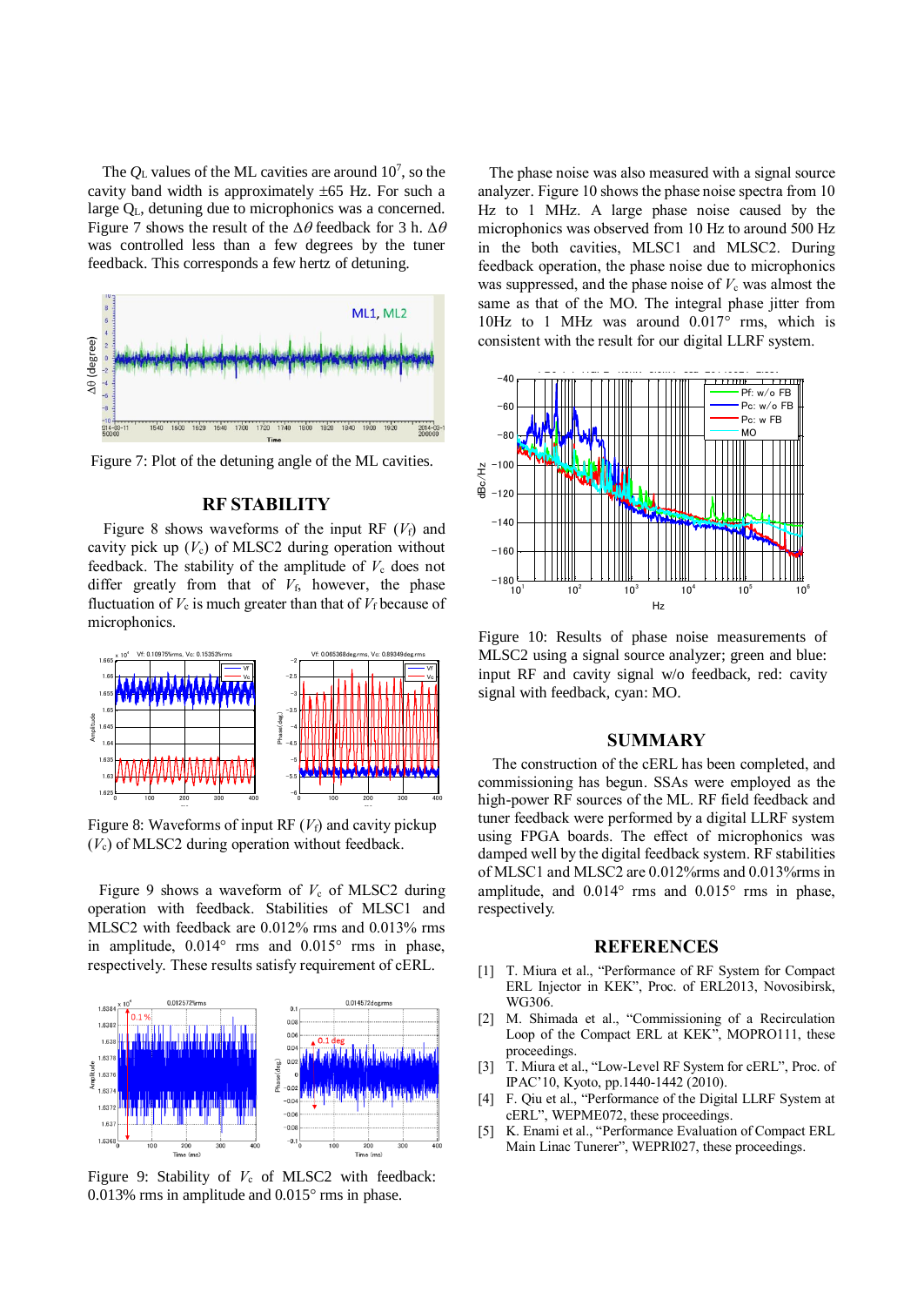The $Q_L$ values of the ML cavities are around $10^7$, so the cavity band width is approximately ±65 Hz. For such a large $Q_L$, detuning due to microphonics was a concerned. Figure 7 shows the result of the $\Delta\theta$ feedback for 3 h. $\Delta\theta$ was controlled less than a few degrees by the tuner feedback. This corresponds a few hertz of detuning.

ML1, ML2

Δθ (degree)

Time

Figure 7: Plot of the detuning angle of the ML cavities.

## RF STABILITY

Figure 8 shows waveforms of the input RF ($V_f$) and cavity pick up ($V_c$) of MLSC2 during operation without feedback. The stability of the amplitude of $V_c$ does not differ greatly from that of $V_f$, however, the phase fluctuation of $V_c$ is much greater than that of $V_f$ because of microphonics.

Vf: 0.10975%rms, Vc: 0.15353%rms

Vf: 0.065368degrms, Vc: 0.89349degrms

Amplitude

Phase(deg)

Figure 8: Waveforms of input RF ($V_f$) and cavity pickup ($V_c$) of MLSC2 during operation without feedback.

Figure 9 shows a waveform of $V_c$ of MLSC2 during operation with feedback. Stabilities of MLSC1 and MLSC2 with feedback are 0.012% rms and 0.013% rms in amplitude, 0.014° rms and 0.015° rms in phase, respectively. These results satisfy requirement of cERL.

0.012572%rms

0.1 %

0.014572degrms

0.1 deg

Amplitude

Phase(deg)

Time (ms)

Figure 9: Stability of $V_c$ of MLSC2 with feedback: 0.013% rms in amplitude and 0.015° rms in phase.

The phase noise was also measured with a signal source analyzer. Figure 10 shows the phase noise spectra from 10 Hz to 1 MHz. A large phase noise caused by the microphonics was observed from 10 Hz to around 500 Hz in the both cavities, MLSC1 and MLSC2. During feedback operation, the phase noise due to microphonics was suppressed, and the phase noise of $V_c$ was almost the same as that of the MO. The integral phase jitter from 10Hz to 1 MHz was around 0.017° rms, which is consistent with the result for our digital LLRF system.

Pf: w/o FB
Pc: w/o FB
Pc: w FB
MO

dBc/Hz

Hz

Figure 10: Results of phase noise measurements of MLSC2 using a signal source analyzer; green and blue: input RF and cavity signal w/o feedback, red: cavity signal with feedback, cyan: MO.

## SUMMARY

The construction of the cERL has been completed, and commissioning has begun. SSAs were employed as the high-power RF sources of the ML. RF field feedback and tuner feedback were performed by a digital LLRF system using FPGA boards. The effect of microphonics was damped well by the digital feedback system. RF stabilities of MLSC1 and MLSC2 are 0.012%rms and 0.013%rms in amplitude, and 0.014° rms and 0.015° rms in phase, respectively.

## REFERENCES

[1] T. Miura et al., "Performance of RF System for Compact ERL Injector in KEK", Proc. of ERL2013, Novosibirsk, WG306.

[2] M. Shimada et al., "Commissioning of a Recirculation Loop of the Compact ERL at KEK", MOPRO111, these proceedings.

[3] T. Miura et al., "Low-Level RF System for cERL", Proc. of IPAC'10, Kyoto, pp.1440-1442 (2010).

[4] F. Qiu et al., "Performance of the Digital LLRF System at cERL", WEPME072, these proceedings.

[5] K. Enami et al., "Performance Evaluation of Compact ERL Main Linac Tunerer", WEPRI027, these proceedings.